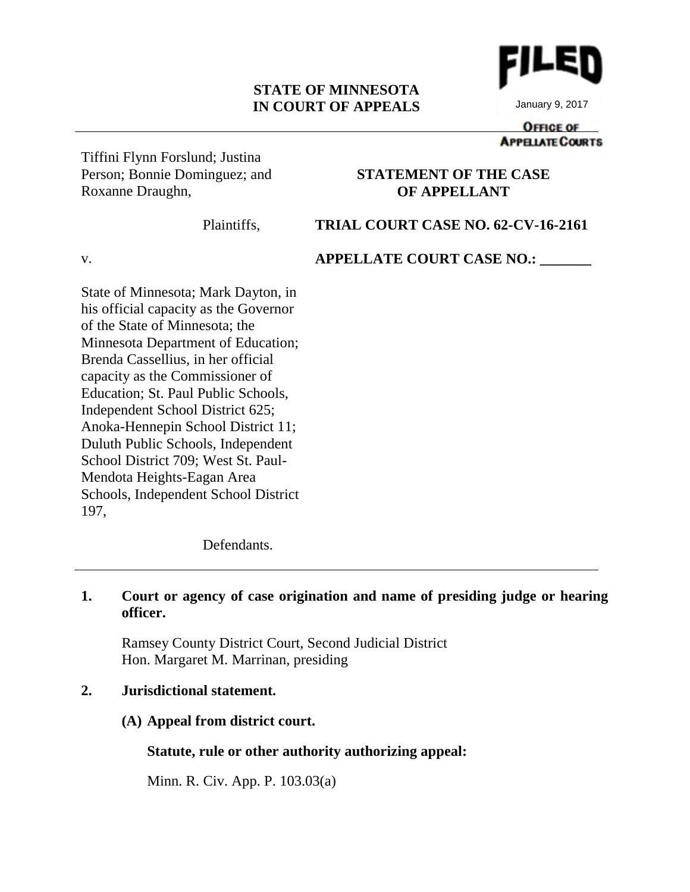FILED

January 9, 2017

OFFICE OF APPELLATE COURTS

**STATE OF MINNESOTA**
**IN COURT OF APPEALS**

---

Tiffini Flynn Forslund; Justina Person; Bonnie Dominguez; and Roxanne Draughn,

Plaintiffs,

v.

State of Minnesota; Mark Dayton, in his official capacity as the Governor of the State of Minnesota; the Minnesota Department of Education; Brenda Cassellius, in her official capacity as the Commissioner of Education; St. Paul Public Schools, Independent School District 625; Anoka-Hennepin School District 11; Duluth Public Schools, Independent School District 709; West St. Paul-Mendota Heights-Eagan Area Schools, Independent School District 197,

Defendants.

**STATEMENT OF THE CASE OF APPELLANT**

**TRIAL COURT CASE NO. 62-CV-16-2161**

**APPELLATE COURT CASE NO.: _______**

---

**1. Court or agency of case origination and name of presiding judge or hearing officer.**

Ramsey County District Court, Second Judicial District
Hon. Margaret M. Marrinan, presiding

**2. Jurisdictional statement.**

**(A) Appeal from district court.**

**Statute, rule or other authority authorizing appeal:**

Minn. R. Civ. App. P. 103.03(a)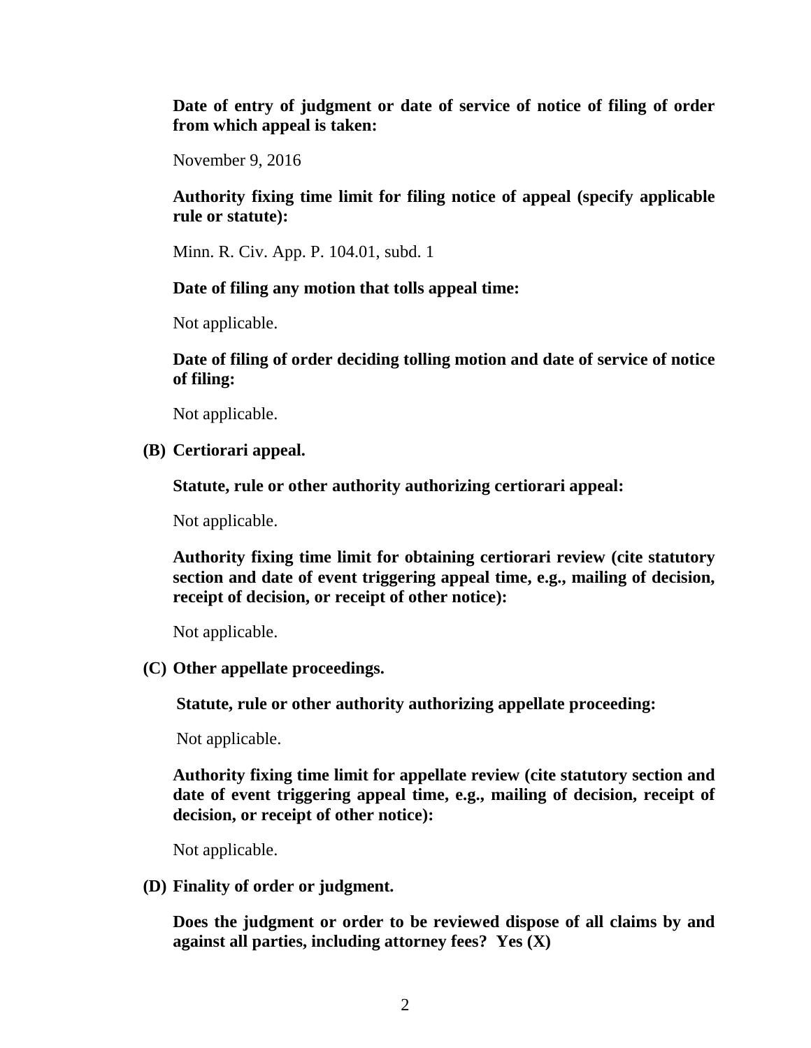**Date of entry of judgment or date of service of notice of filing of order from which appeal is taken:**

November 9, 2016

**Authority fixing time limit for filing notice of appeal (specify applicable rule or statute):**

Minn. R. Civ. App. P. 104.01, subd. 1

**Date of filing any motion that tolls appeal time:**

Not applicable.

**Date of filing of order deciding tolling motion and date of service of notice of filing:**

Not applicable.

**(B) Certiorari appeal.**

**Statute, rule or other authority authorizing certiorari appeal:**

Not applicable.

**Authority fixing time limit for obtaining certiorari review (cite statutory section and date of event triggering appeal time, e.g., mailing of decision, receipt of decision, or receipt of other notice):**

Not applicable.

**(C) Other appellate proceedings.**

**Statute, rule or other authority authorizing appellate proceeding:**

Not applicable.

**Authority fixing time limit for appellate review (cite statutory section and date of event triggering appeal time, e.g., mailing of decision, receipt of decision, or receipt of other notice):**

Not applicable.

**(D) Finality of order or judgment.**

**Does the judgment or order to be reviewed dispose of all claims by and against all parties, including attorney fees? Yes (X)**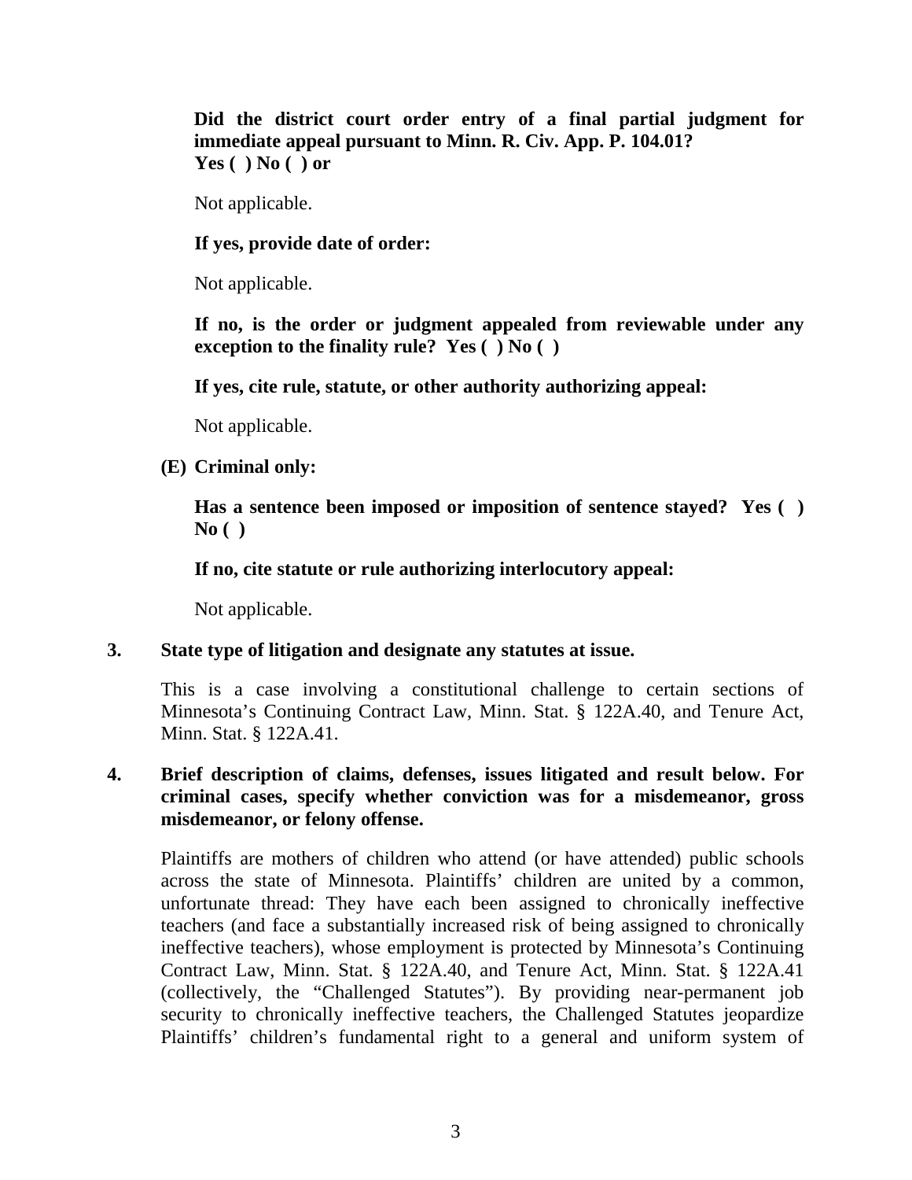**Did the district court order entry of a final partial judgment for immediate appeal pursuant to Minn. R. Civ. App. P. 104.01?**
**Yes ( ) No ( ) or**

Not applicable.

**If yes, provide date of order:**

Not applicable.

**If no, is the order or judgment appealed from reviewable under any exception to the finality rule? Yes ( ) No ( )**

**If yes, cite rule, statute, or other authority authorizing appeal:**

Not applicable.

**(E) Criminal only:**

**Has a sentence been imposed or imposition of sentence stayed? Yes ( ) No ( )**

**If no, cite statute or rule authorizing interlocutory appeal:**

Not applicable.

**3. State type of litigation and designate any statutes at issue.**

This is a case involving a constitutional challenge to certain sections of Minnesota's Continuing Contract Law, Minn. Stat. § 122A.40, and Tenure Act, Minn. Stat. § 122A.41.

**4. Brief description of claims, defenses, issues litigated and result below. For criminal cases, specify whether conviction was for a misdemeanor, gross misdemeanor, or felony offense.**

Plaintiffs are mothers of children who attend (or have attended) public schools across the state of Minnesota. Plaintiffs' children are united by a common, unfortunate thread: They have each been assigned to chronically ineffective teachers (and face a substantially increased risk of being assigned to chronically ineffective teachers), whose employment is protected by Minnesota's Continuing Contract Law, Minn. Stat. § 122A.40, and Tenure Act, Minn. Stat. § 122A.41 (collectively, the "Challenged Statutes"). By providing near-permanent job security to chronically ineffective teachers, the Challenged Statutes jeopardize Plaintiffs' children's fundamental right to a general and uniform system of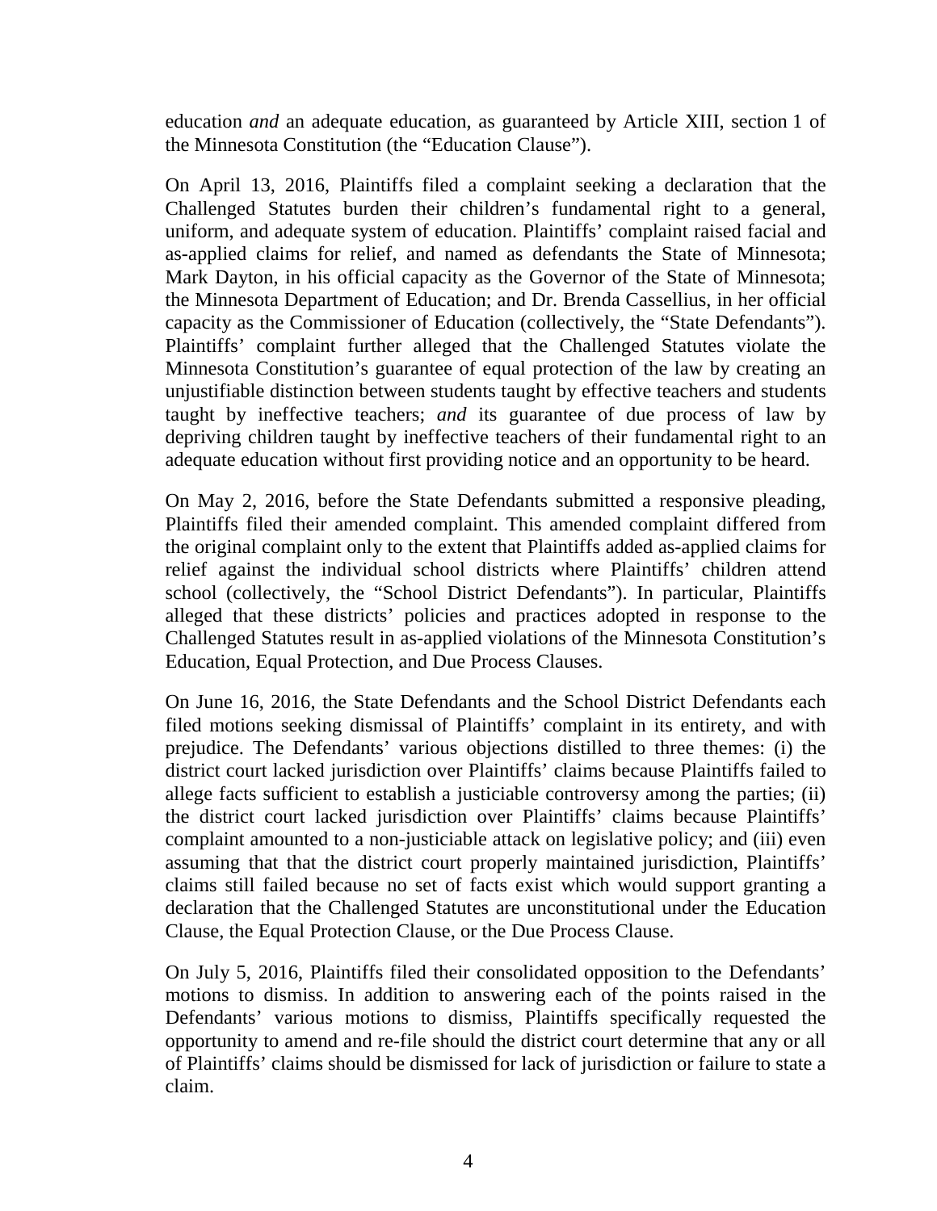education *and* an adequate education, as guaranteed by Article XIII, section 1 of the Minnesota Constitution (the "Education Clause").

On April 13, 2016, Plaintiffs filed a complaint seeking a declaration that the Challenged Statutes burden their children's fundamental right to a general, uniform, and adequate system of education. Plaintiffs' complaint raised facial and as-applied claims for relief, and named as defendants the State of Minnesota; Mark Dayton, in his official capacity as the Governor of the State of Minnesota; the Minnesota Department of Education; and Dr. Brenda Cassellius, in her official capacity as the Commissioner of Education (collectively, the "State Defendants"). Plaintiffs' complaint further alleged that the Challenged Statutes violate the Minnesota Constitution's guarantee of equal protection of the law by creating an unjustifiable distinction between students taught by effective teachers and students taught by ineffective teachers; *and* its guarantee of due process of law by depriving children taught by ineffective teachers of their fundamental right to an adequate education without first providing notice and an opportunity to be heard.

On May 2, 2016, before the State Defendants submitted a responsive pleading, Plaintiffs filed their amended complaint. This amended complaint differed from the original complaint only to the extent that Plaintiffs added as-applied claims for relief against the individual school districts where Plaintiffs' children attend school (collectively, the "School District Defendants"). In particular, Plaintiffs alleged that these districts' policies and practices adopted in response to the Challenged Statutes result in as-applied violations of the Minnesota Constitution's Education, Equal Protection, and Due Process Clauses.

On June 16, 2016, the State Defendants and the School District Defendants each filed motions seeking dismissal of Plaintiffs' complaint in its entirety, and with prejudice. The Defendants' various objections distilled to three themes: (i) the district court lacked jurisdiction over Plaintiffs' claims because Plaintiffs failed to allege facts sufficient to establish a justiciable controversy among the parties; (ii) the district court lacked jurisdiction over Plaintiffs' claims because Plaintiffs' complaint amounted to a non-justiciable attack on legislative policy; and (iii) even assuming that that the district court properly maintained jurisdiction, Plaintiffs' claims still failed because no set of facts exist which would support granting a declaration that the Challenged Statutes are unconstitutional under the Education Clause, the Equal Protection Clause, or the Due Process Clause.

On July 5, 2016, Plaintiffs filed their consolidated opposition to the Defendants' motions to dismiss. In addition to answering each of the points raised in the Defendants' various motions to dismiss, Plaintiffs specifically requested the opportunity to amend and re-file should the district court determine that any or all of Plaintiffs' claims should be dismissed for lack of jurisdiction or failure to state a claim.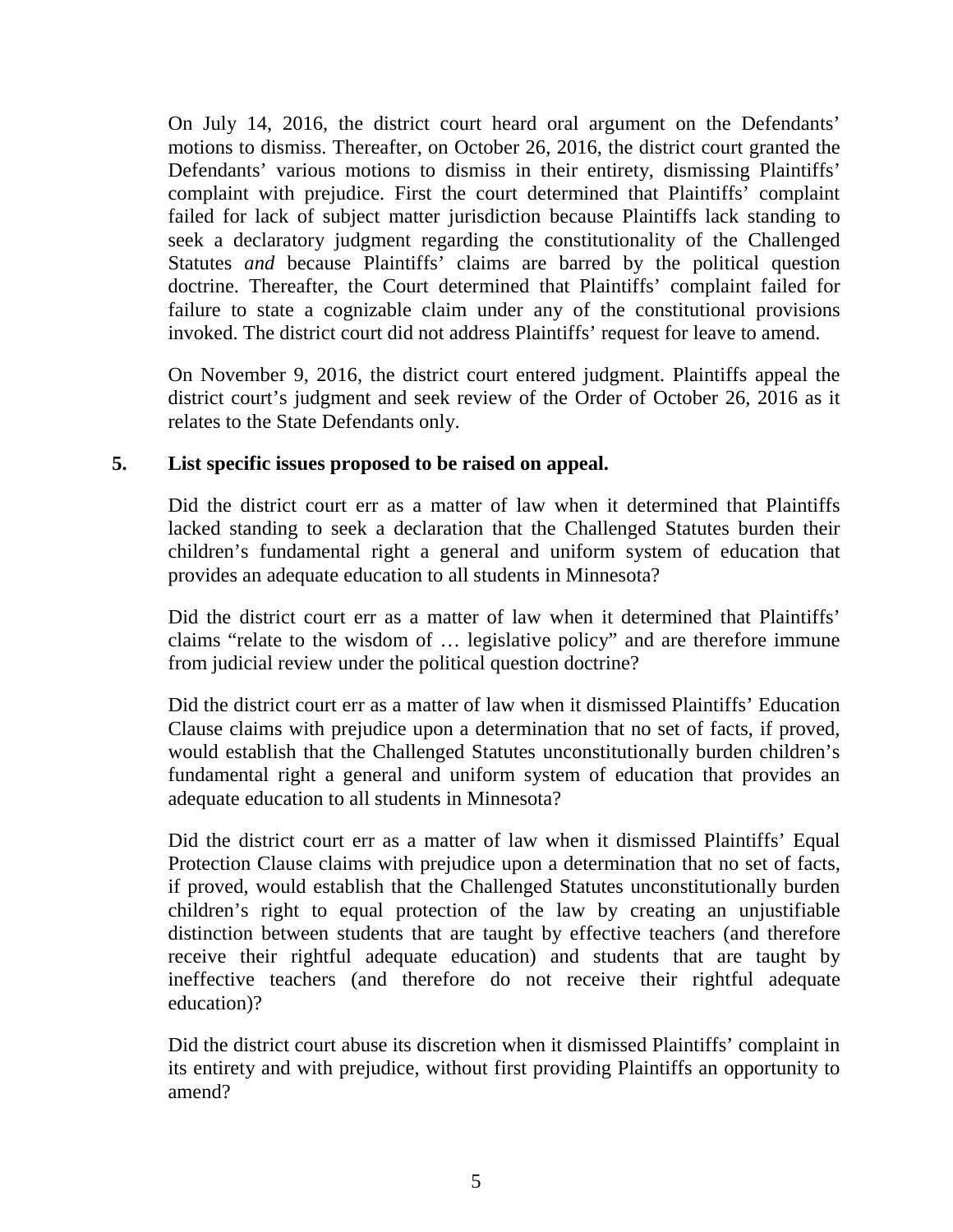On July 14, 2016, the district court heard oral argument on the Defendants' motions to dismiss. Thereafter, on October 26, 2016, the district court granted the Defendants' various motions to dismiss in their entirety, dismissing Plaintiffs' complaint with prejudice. First the court determined that Plaintiffs' complaint failed for lack of subject matter jurisdiction because Plaintiffs lack standing to seek a declaratory judgment regarding the constitutionality of the Challenged Statutes *and* because Plaintiffs' claims are barred by the political question doctrine. Thereafter, the Court determined that Plaintiffs' complaint failed for failure to state a cognizable claim under any of the constitutional provisions invoked. The district court did not address Plaintiffs' request for leave to amend.

On November 9, 2016, the district court entered judgment. Plaintiffs appeal the district court's judgment and seek review of the Order of October 26, 2016 as it relates to the State Defendants only.

**5. List specific issues proposed to be raised on appeal.**

Did the district court err as a matter of law when it determined that Plaintiffs lacked standing to seek a declaration that the Challenged Statutes burden their children's fundamental right a general and uniform system of education that provides an adequate education to all students in Minnesota?

Did the district court err as a matter of law when it determined that Plaintiffs' claims "relate to the wisdom of … legislative policy" and are therefore immune from judicial review under the political question doctrine?

Did the district court err as a matter of law when it dismissed Plaintiffs' Education Clause claims with prejudice upon a determination that no set of facts, if proved, would establish that the Challenged Statutes unconstitutionally burden children's fundamental right a general and uniform system of education that provides an adequate education to all students in Minnesota?

Did the district court err as a matter of law when it dismissed Plaintiffs' Equal Protection Clause claims with prejudice upon a determination that no set of facts, if proved, would establish that the Challenged Statutes unconstitutionally burden children's right to equal protection of the law by creating an unjustifiable distinction between students that are taught by effective teachers (and therefore receive their rightful adequate education) and students that are taught by ineffective teachers (and therefore do not receive their rightful adequate education)?

Did the district court abuse its discretion when it dismissed Plaintiffs' complaint in its entirety and with prejudice, without first providing Plaintiffs an opportunity to amend?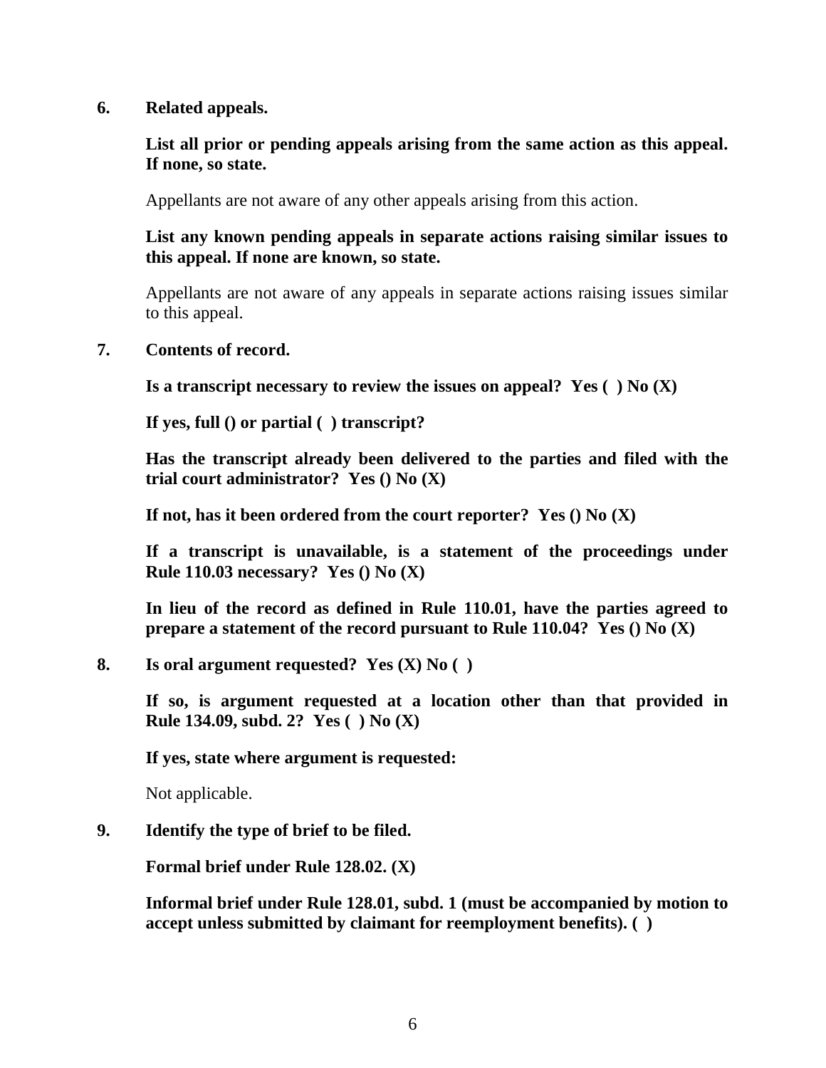**6. Related appeals.**

**List all prior or pending appeals arising from the same action as this appeal. If none, so state.**

Appellants are not aware of any other appeals arising from this action.

**List any known pending appeals in separate actions raising similar issues to this appeal. If none are known, so state.**

Appellants are not aware of any appeals in separate actions raising issues similar to this appeal.

**7. Contents of record.**

**Is a transcript necessary to review the issues on appeal? Yes ( ) No (X)**

**If yes, full () or partial ( ) transcript?**

**Has the transcript already been delivered to the parties and filed with the trial court administrator? Yes () No (X)**

**If not, has it been ordered from the court reporter? Yes () No (X)**

**If a transcript is unavailable, is a statement of the proceedings under Rule 110.03 necessary? Yes () No (X)**

**In lieu of the record as defined in Rule 110.01, have the parties agreed to prepare a statement of the record pursuant to Rule 110.04? Yes () No (X)**

**8. Is oral argument requested? Yes (X) No ( )**

**If so, is argument requested at a location other than that provided in Rule 134.09, subd. 2? Yes ( ) No (X)**

**If yes, state where argument is requested:**

Not applicable.

**9. Identify the type of brief to be filed.**

**Formal brief under Rule 128.02. (X)**

**Informal brief under Rule 128.01, subd. 1 (must be accompanied by motion to accept unless submitted by claimant for reemployment benefits). ( )**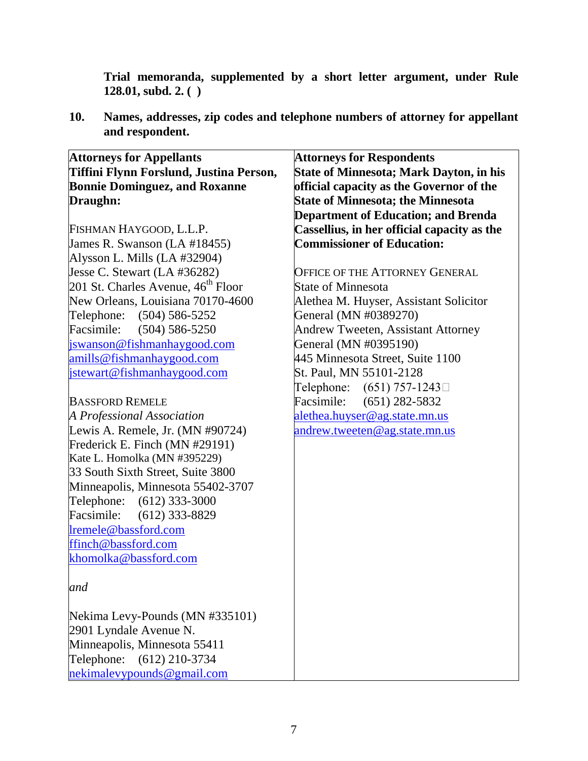**Trial memoranda, supplemented by a short letter argument, under Rule 128.01, subd. 2. ( )**

**10. Names, addresses, zip codes and telephone numbers of attorney for appellant and respondent.**

| **Attorneys for Appellants Tiffini Flynn Forslund, Justina Person, Bonnie Dominguez, and Roxanne Draughn:** | **Attorneys for Respondents State of Minnesota; Mark Dayton, in his official capacity as the Governor of the State of Minnesota; the Minnesota Department of Education; and Brenda Cassellius, in her official capacity as the Commissioner of Education:** |
|---|---|
| FISHMAN HAYGOOD, L.L.P.<br>James R. Swanson (LA #18455)<br>Alysson L. Mills (LA #32904)<br>Jesse C. Stewart (LA #36282)<br>201 St. Charles Avenue, 46th Floor<br>New Orleans, Louisiana 70170-4600<br>Telephone: (504) 586-5252<br>Facsimile: (504) 586-5250<br>jswanson@fishmanhaygood.com<br>amills@fishmanhaygood.com<br>jstewart@fishmanhaygood.com<br><br>BASSFORD REMELE<br>*A Professional Association*<br>Lewis A. Remele, Jr. (MN #90724)<br>Frederick E. Finch (MN #29191)<br>Kate L. Homolka (MN #395229)<br>33 South Sixth Street, Suite 3800<br>Minneapolis, Minnesota 55402-3707<br>Telephone: (612) 333-3000<br>Facsimile: (612) 333-8829<br>lremele@bassford.com<br>ffinch@bassford.com<br>khomolka@bassford.com<br><br>*and*<br><br>Nekima Levy-Pounds (MN #335101)<br>2901 Lyndale Avenue N.<br>Minneapolis, Minnesota 55411<br>Telephone: (612) 210-3734<br>nekimalevypounds@gmail.com | OFFICE OF THE ATTORNEY GENERAL<br>State of Minnesota<br>Alethea M. Huyser, Assistant Solicitor General (MN #0389270)<br>Andrew Tweeten, Assistant Attorney General (MN #0395190)<br>445 Minnesota Street, Suite 1100<br>St. Paul, MN 55101-2128<br>Telephone: (651) 757-1243<br>Facsimile: (651) 282-5832<br>alethea.huyser@ag.state.mn.us<br>andrew.tweeten@ag.state.mn.us |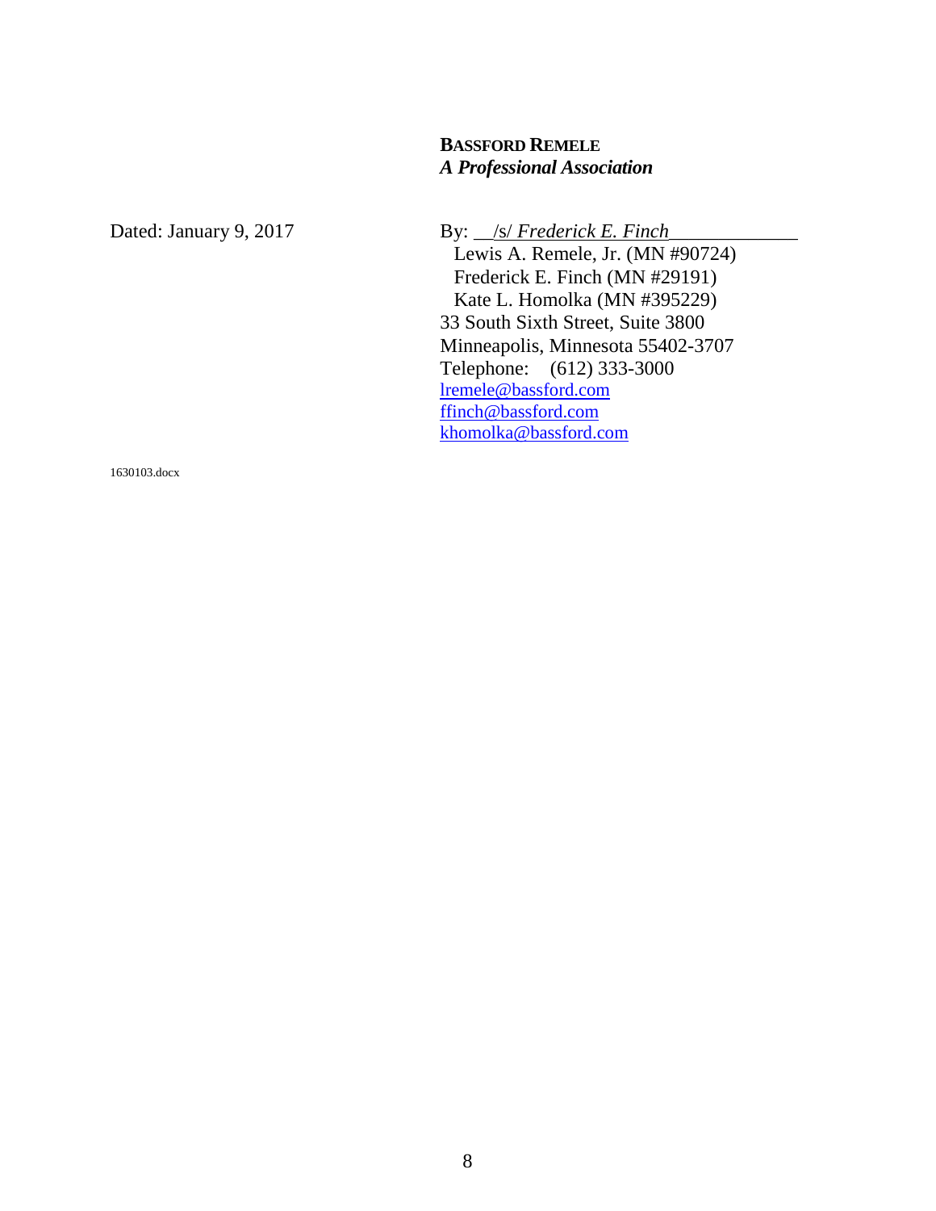**BASSFORD REMELE**
***A Professional Association***

Dated: January 9, 2017

By: __/s/ *Frederick E. Finch*_____________
Lewis A. Remele, Jr. (MN #90724)
Frederick E. Finch (MN #29191)
Kate L. Homolka (MN #395229)
33 South Sixth Street, Suite 3800
Minneapolis, Minnesota 55402-3707
Telephone: (612) 333-3000
lremele@bassford.com
ffinch@bassford.com
khomolka@bassford.com

1630103.docx